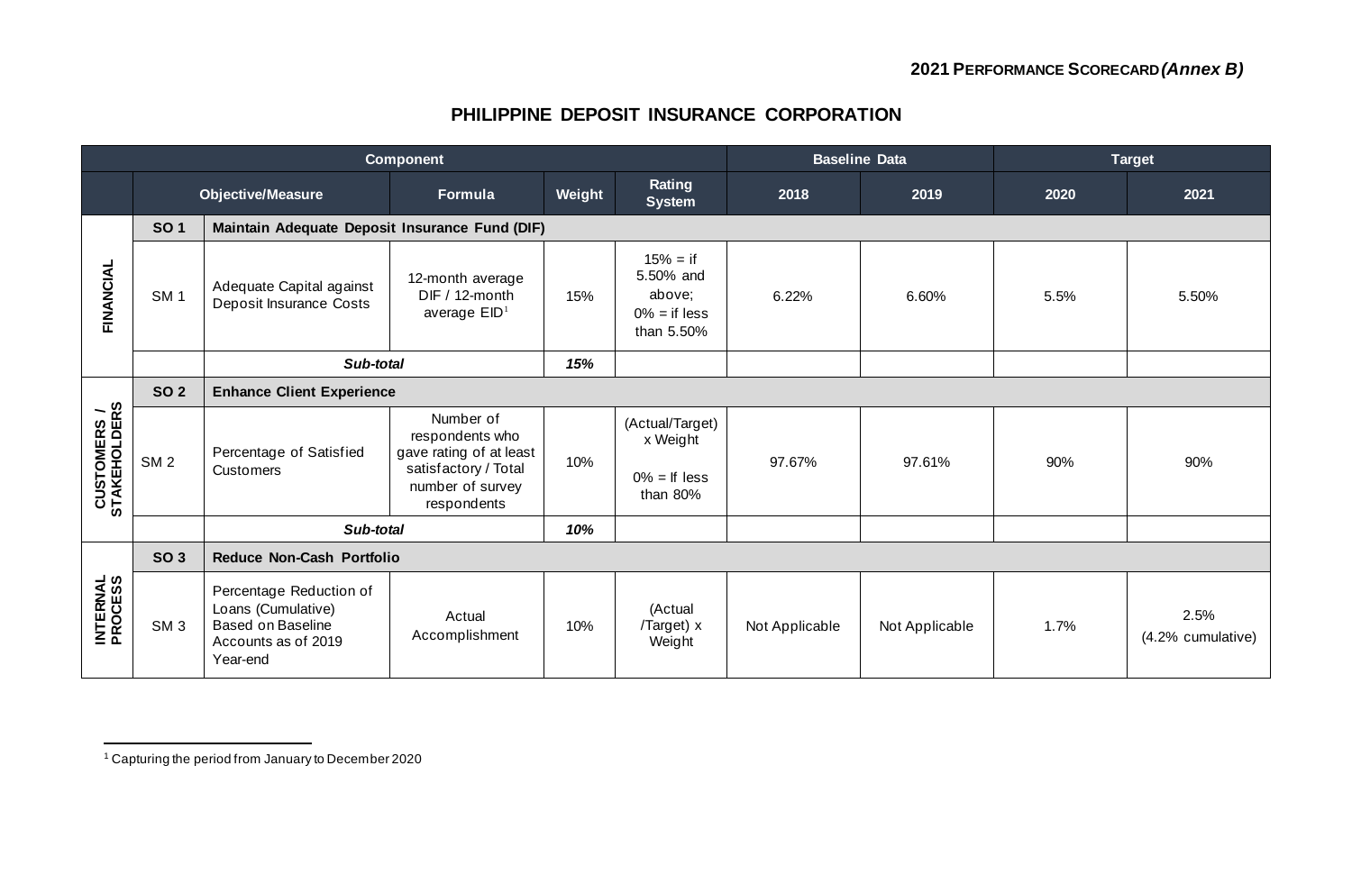**2021 PERFORMANCE SCORECARD *(Annex B)***

# PHILIPPINE DEPOSIT INSURANCE CORPORATION

| Component | | | | | | Baseline Data | | Target | |
|---|---|---|---|---|---|---|---|---|---|
| | Objective/Measure | | Formula | Weight | Rating System | 2018 | 2019 | 2020 | 2021 |
| **FINANCIAL** | **SO 1** | **Maintain Adequate Deposit Insurance Fund (DIF)** | | | | | | | |
| | SM 1 | Adequate Capital against Deposit Insurance Costs | 12-month average DIF / 12-month average EID[1] | 15% | 15% = if 5.50% and above; 0% = if less than 5.50% | 6.22% | 6.60% | 5.5% | 5.50% |
| | | ***Sub-total*** | | ***15%*** | | | | | |
| **CUSTOMERS / STAKEHOLDERS** | **SO 2** | **Enhance Client Experience** | | | | | | | |
| | SM 2 | Percentage of Satisfied Customers | Number of respondents who gave rating of at least satisfactory / Total number of survey respondents | 10% | (Actual/Target) x Weight<br><br>0% = If less than 80% | 97.67% | 97.61% | 90% | 90% |
| | | ***Sub-total*** | | ***10%*** | | | | | |
| **INTERNAL PROCESS** | **SO 3** | **Reduce Non-Cash Portfolio** | | | | | | | |
| | SM 3 | Percentage Reduction of Loans (Cumulative) Based on Baseline Accounts as of 2019 Year-end | Actual Accomplishment | 10% | (Actual /Target) x Weight | Not Applicable | Not Applicable | 1.7% | 2.5%<br>(4.2% cumulative) |

[1] Capturing the period from January to December 2020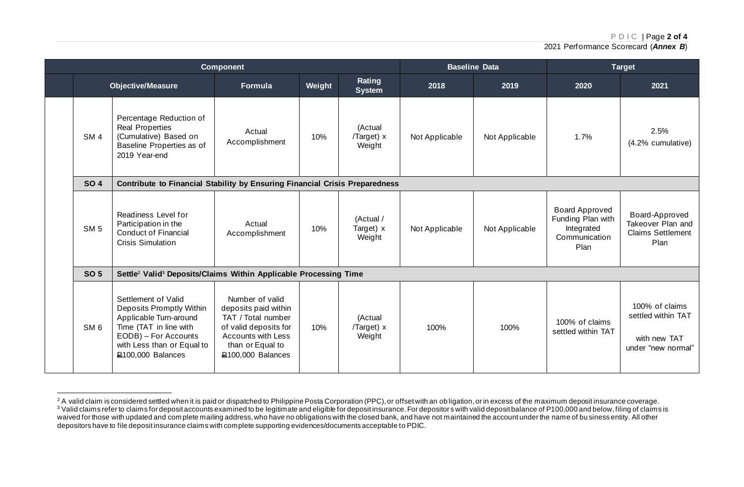| Component | | | | | Baseline Data | | Target | |
|---|---|---|---|---|---|---|---|---|
| Objective/Measure | | Formula | Weight | Rating System | 2018 | 2019 | 2020 | 2021 |
| SM 4 | Percentage Reduction of Real Properties (Cumulative) Based on Baseline Properties as of 2019 Year-end | Actual Accomplishment | 10% | (Actual /Target) x Weight | Not Applicable | Not Applicable | 1.7% | 2.5% (4.2% cumulative) |
| **SO 4** | **Contribute to Financial Stability by Ensuring Financial Crisis Preparedness** | | | | | | | |
| SM 5 | Readiness Level for Participation in the Conduct of Financial Crisis Simulation | Actual Accomplishment | 10% | (Actual / Target) x Weight | Not Applicable | Not Applicable | Board Approved Funding Plan with Integrated Communication Plan | Board-Approved Takeover Plan and Claims Settlement Plan |
| **SO 5** | **Settle[2] Valid[3] Deposits/Claims Within Applicable Processing Time** | | | | | | | |
| SM 6 | Settlement of Valid Deposits Promptly Within Applicable Turn-around Time (TAT in line with EODB) – For Accounts with Less than or Equal to ₱100,000 Balances | Number of valid deposits paid within TAT / Total number of valid deposits for Accounts with Less than or Equal to ₱100,000 Balances | 10% | (Actual /Target) x Weight | 100% | 100% | 100% of claims settled within TAT | 100% of claims settled within TAT with new TAT under "new normal" |

[2] A valid claim is considered settled when it is paid or dispatched to Philippine Posta Corporation (PPC), or offset with an obligation, or in excess of the maximum deposit insurance coverage.

[3] Valid claims refer to claims for deposit accounts examined to be legitimate and eligible for deposit insurance. For depositors with valid deposit balance of P100,000 and below, filing of claims is waived for those with updated and complete mailing address, who have no obligations with the closed bank, and have not maintained the account under the name of business entity. All other depositors have to file deposit insurance claims with complete supporting evidences/documents acceptable to PDIC.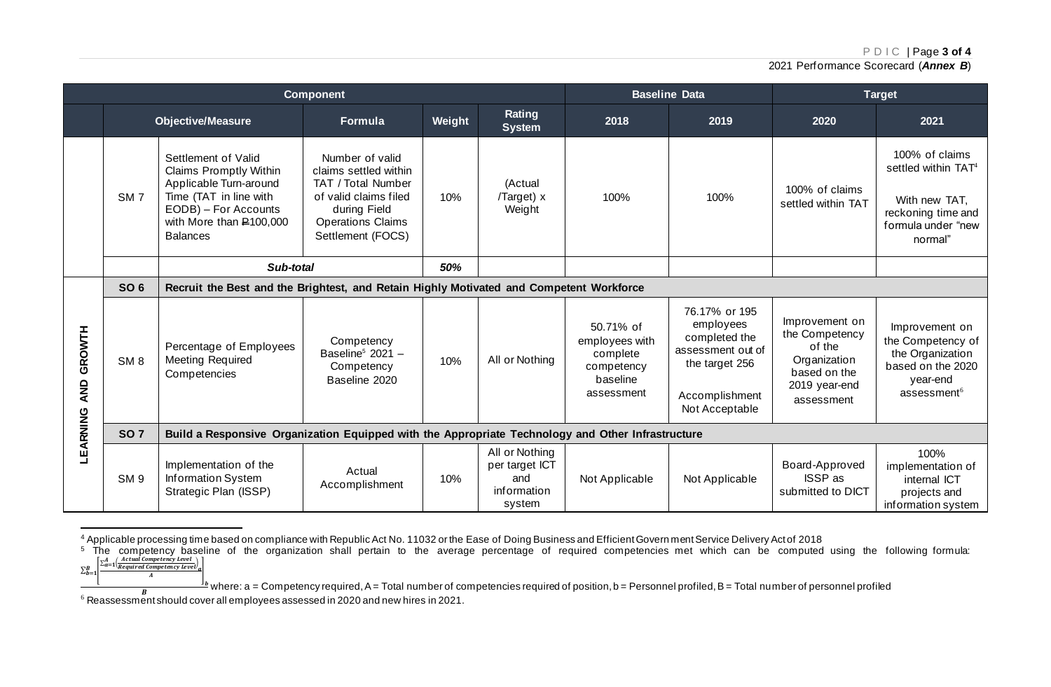| Component | | | | | Baseline Data | | Target | |
|---|---|---|---|---|---|---|---|---|
| | Objective/Measure | | Formula | Weight | Rating System | 2018 | 2019 | 2020 | 2021 |
| | SM 7 | Settlement of Valid Claims Promptly Within Applicable Turn-around Time (TAT in line with EODB) – For Accounts with More than ₱100,000 Balances | Number of valid claims settled within TAT / Total Number of valid claims filed during Field Operations Claims Settlement (FOCS) | 10% | (Actual /Target) x Weight | 100% | 100% | 100% of claims settled within TAT | 100% of claims settled within TAT[4] With new TAT, reckoning time and formula under "new normal" |
| | | ***Sub-total*** | | ***50%*** | | | | | |
| LEARNING AND GROWTH | **SO 6** | **Recruit the Best and the Brightest, and Retain Highly Motivated and Competent Workforce** | | | | | | | |
| | SM 8 | Percentage of Employees Meeting Required Competencies | Competency Baseline[5] 2021 – Competency Baseline 2020 | 10% | All or Nothing | 50.71% of employees with complete competency baseline assessment | 76.17% or 195 employees completed the assessment out of the target 256 Accomplishment Not Acceptable | Improvement on the Competency of the Organization based on the 2019 year-end assessment | Improvement on the Competency of the Organization based on the 2020 year-end assessment[6] |
| | **SO 7** | **Build a Responsive Organization Equipped with the Appropriate Technology and Other Infrastructure** | | | | | | | |
| | SM 9 | Implementation of the Information System Strategic Plan (ISSP) | Actual Accomplishment | 10% | All or Nothing per target ICT and information system | Not Applicable | Not Applicable | Board-Approved ISSP as submitted to DICT | 100% implementation of internal ICT projects and information system |

[4] Applicable processing time based on compliance with Republic Act No. 11032 or the Ease of Doing Business and Efficient Government Service Delivery Act of 2018

[5] The competency baseline of the organization shall pertain to the average percentage of required competencies met which can be computed using the following formula:

$$\frac{\sum_{b=1}^{B}\left[\frac{\sum_{a=1}^{A}\left(\frac{Actual\ Competency\ Level}{Required\ Competency\ Level}\right)_a}{A}\right]_b}{B}$$

where: a = Competency required, A = Total number of competencies required of position, b = Personnel profiled, B = Total number of personnel profiled

[6] Reassessment should cover all employees assessed in 2020 and new hires in 2021.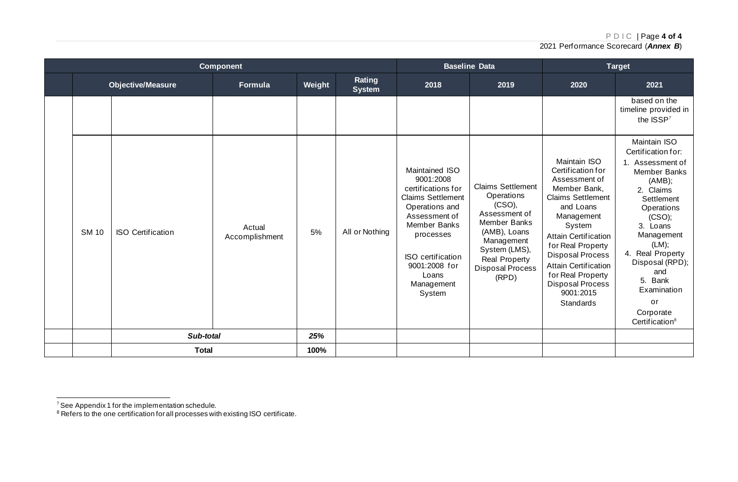| Component | | | | | Baseline Data | | Target | |
|---|---|---|---|---|---|---|---|---|
| Objective/Measure | | Formula | Weight | Rating System | 2018 | 2019 | 2020 | 2021 |
| | | | | | | | | based on the timeline provided in the ISSP[7] |
| SM 10 | ISO Certification | Actual Accomplishment | 5% | All or Nothing | Maintained ISO 9001:2008 certifications for Claims Settlement Operations and Assessment of Member Banks processes<br><br>ISO certification 9001:2008 for Loans Management System | Claims Settlement Operations (CSO), Assessment of Member Banks (AMB), Loans Management System (LMS), Real Property Disposal Process (RPD) | Maintain ISO Certification for Assessment of Member Bank, Claims Settlement and Loans Management System<br>Attain Certification for Real Property Disposal Process<br>Attain Certification for Real Property Disposal Process 9001:2015 Standards | Maintain ISO Certification for:<br>1. Assessment of Member Banks (AMB);<br>2. Claims Settlement Operations (CSO);<br>3. Loans Management (LM);<br>4. Real Property Disposal (RPD); and<br>5. Bank Examination<br><br>or<br><br>Corporate Certification[8] |
| | *Sub-total* | | ***25%*** | | | | | |
| | **Total** | | **100%** | | | | | |

[7] See Appendix 1 for the implementation schedule.

[8] Refers to the one certification for all processes with existing ISO certificate.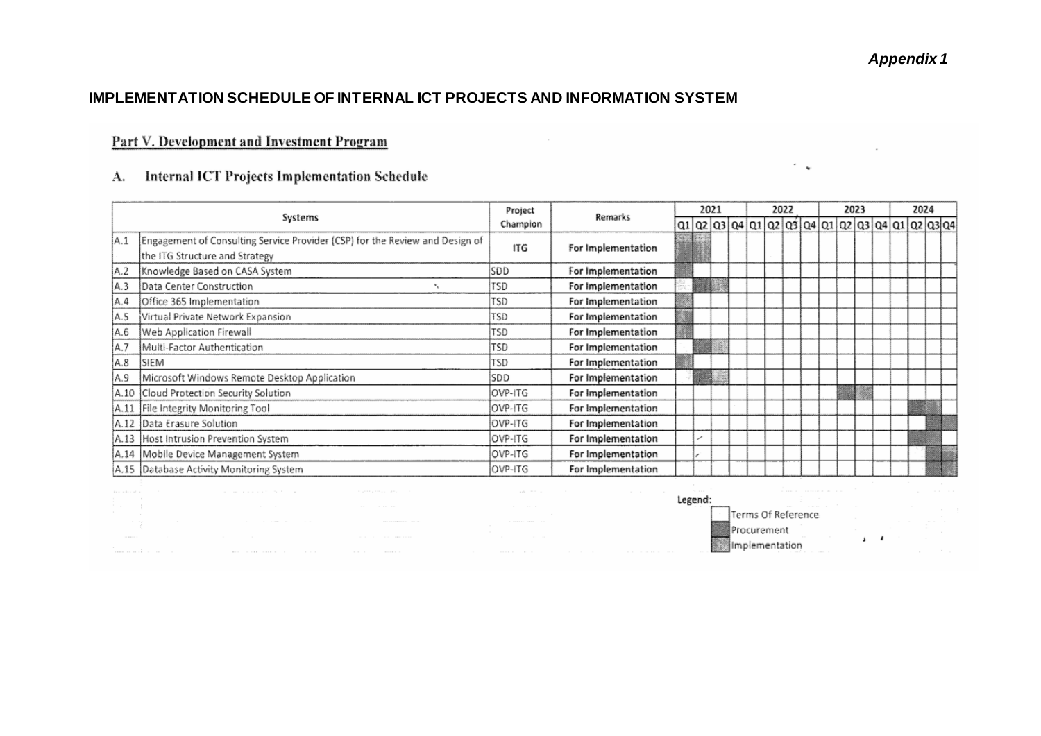*Appendix 1*

**IMPLEMENTATION SCHEDULE OF INTERNAL ICT PROJECTS AND INFORMATION SYSTEM**

## Part V. Development and Investment Program

### A. Internal ICT Projects Implementation Schedule

| Systems | | Project Champion | Remarks | 2021 | | | | 2022 | | | | 2023 | | | | 2024 | | | |
|---|---|---|---|---|---|---|---|---|---|---|---|---|---|---|---|---|---|---|---|
| | | | | Q1 | Q2 | Q3 | Q4 | Q1 | Q2 | Q3 | Q4 | Q1 | Q2 | Q3 | Q4 | Q1 | Q2 | Q3 | Q4 |
| A.1 | Engagement of Consulting Service Provider (CSP) for the Review and Design of the ITG Structure and Strategy | ITG | For Implementation | | | | | | | | | | | | | | | | |
| A.2 | Knowledge Based on CASA System | SDD | For Implementation | | | | | | | | | | | | | | | | |
| A.3 | Data Center Construction | TSD | For Implementation | | | | | | | | | | | | | | | | |
| A.4 | Office 365 Implementation | TSD | For Implementation | | | | | | | | | | | | | | | | |
| A.5 | Virtual Private Network Expansion | TSD | For Implementation | | | | | | | | | | | | | | | | |
| A.6 | Web Application Firewall | TSD | For Implementation | | | | | | | | | | | | | | | | |
| A.7 | Multi-Factor Authentication | TSD | For Implementation | | | | | | | | | | | | | | | | |
| A.8 | SIEM | TSD | For Implementation | | | | | | | | | | | | | | | | |
| A.9 | Microsoft Windows Remote Desktop Application | SDD | For Implementation | | | | | | | | | | | | | | | | |
| A.10 | Cloud Protection Security Solution | OVP-ITG | For Implementation | | | | | | | | | | | | | | | | |
| A.11 | File Integrity Monitoring Tool | OVP-ITG | For Implementation | | | | | | | | | | | | | | | | |
| A.12 | Data Erasure Solution | OVP-ITG | For Implementation | | | | | | | | | | | | | | | | |
| A.13 | Host Intrusion Prevention System | OVP-ITG | For Implementation | | | | | | | | | | | | | | | | |
| A.14 | Mobile Device Management System | OVP-ITG | For Implementation | | | | | | | | | | | | | | | | |
| A.15 | Database Activity Monitoring System | OVP-ITG | For Implementation | | | | | | | | | | | | | | | | |

Legend:
- Terms Of Reference
- Procurement
- Implementation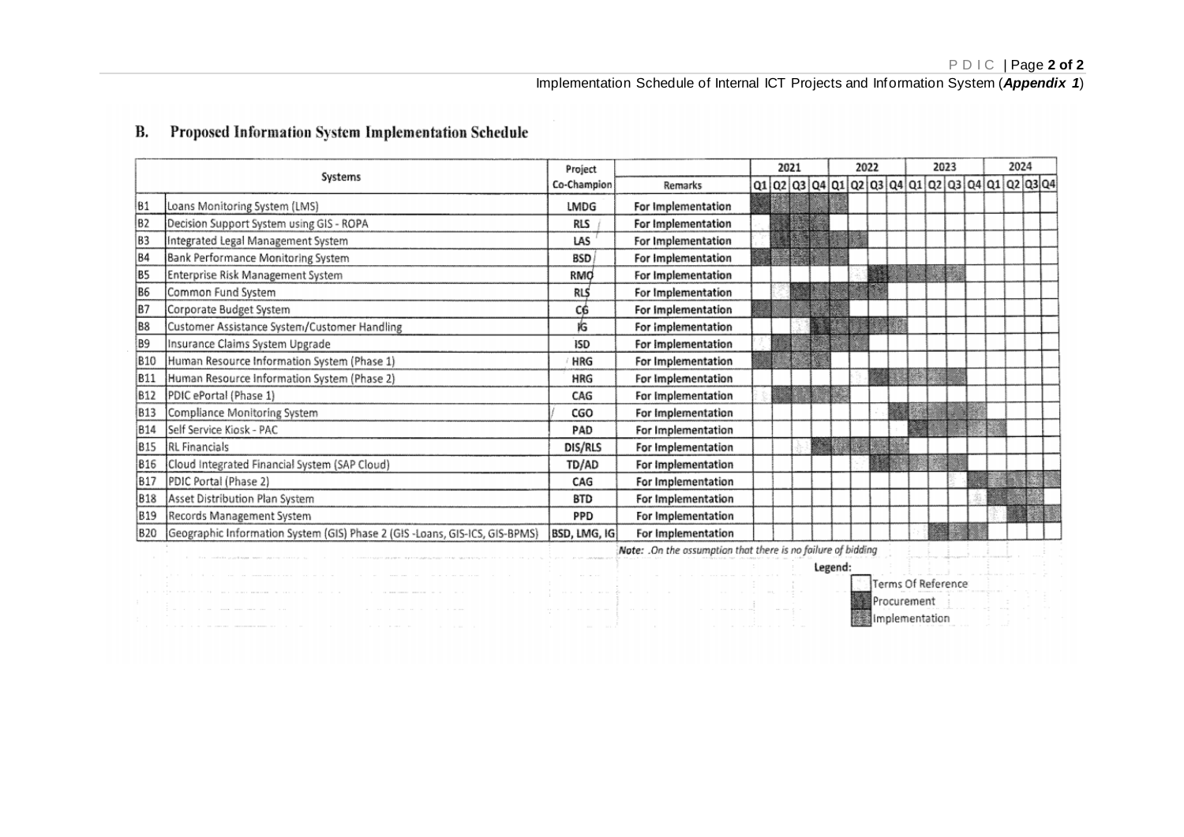## B. Proposed Information System Implementation Schedule

| | Systems | Project Co-Champion | Remarks |
|---|---|---|---|
| B1 | Loans Monitoring System (LMS) | LMDG | For Implementation |
| B2 | Decision Support System using GIS - ROPA | RLS | For Implementation |
| B3 | Integrated Legal Management System | LAS | For Implementation |
| B4 | Bank Performance Monitoring System | BSD | For Implementation |
| B5 | Enterprise Risk Management System | RMO | For Implementation |
| B6 | Common Fund System | RLS | For Implementation |
| B7 | Corporate Budget System | CG | For Implementation |
| B8 | Customer Assistance System/Customer Handling | IG | For Implementation |
| B9 | Insurance Claims System Upgrade | ISD | For Implementation |
| B10 | Human Resource Information System (Phase 1) | HRG | For Implementation |
| B11 | Human Resource Information System (Phase 2) | HRG | For Implementation |
| B12 | PDIC ePortal (Phase 1) | CAG | For Implementation |
| B13 | Compliance Monitoring System | CGO | For Implementation |
| B14 | Self Service Kiosk - PAC | PAD | For Implementation |
| B15 | RL Financials | DIS/RLS | For Implementation |
| B16 | Cloud Integrated Financial System (SAP Cloud) | TD/AD | For Implementation |
| B17 | PDIC Portal (Phase 2) | CAG | For Implementation |
| B18 | Asset Distribution Plan System | BTD | For Implementation |
| B19 | Records Management System | PPD | For Implementation |
| B20 | Geographic Information System (GIS) Phase 2 (GIS -Loans, GIS-ICS, GIS-BPMS) | BSD, LMG, IG | For Implementation |

2021 Q1 Q2 Q3 Q4 | 2022 Q1 Q2 Q3 Q4 | 2023 Q1 Q2 Q3 Q4 | 2024 Q1 Q2 Q3 Q4

*Note: On the assumption that there is no failure of bidding*

Legend:
- Terms Of Reference
- Procurement
- Implementation